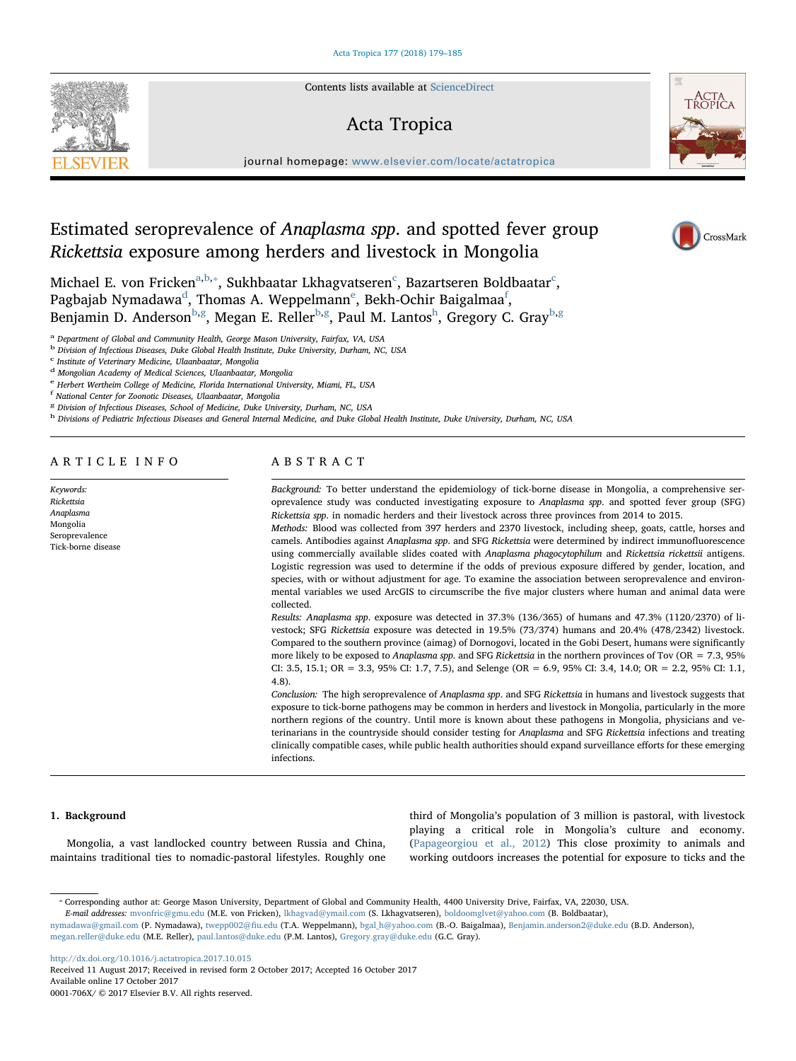# Estimated seroprevalence of *Anaplasma spp.* and spotted fever group *Rickettsia* exposure among herders and livestock in Mongolia

Michael E. von Fricken[a,b,*], Sukhbaatar Lkhagvatseren[c], Bazartseren Boldbaatar[c], Pagbajab Nymadawa[d], Thomas A. Weppelmann[e], Bekh-Ochir Baigalmaa[f], Benjamin D. Anderson[b,g], Megan E. Reller[b,g], Paul M. Lantos[h], Gregory C. Gray[b,g]

[a] Department of Global and Community Health, George Mason University, Fairfax, VA, USA
[b] Division of Infectious Diseases, Duke Global Health Institute, Duke University, Durham, NC, USA
[c] Institute of Veterinary Medicine, Ulaanbaatar, Mongolia
[d] Mongolian Academy of Medical Sciences, Ulaanbaatar, Mongolia
[e] Herbert Wertheim College of Medicine, Florida International University, Miami, FL, USA
[f] National Center for Zoonotic Diseases, Ulaanbaatar, Mongolia
[g] Division of Infectious Diseases, School of Medicine, Duke University, Durham, NC, USA
[h] Divisions of Pediatric Infectious Diseases and General Internal Medicine, and Duke Global Health Institute, Duke University, Durham, NC, USA

## ARTICLE INFO

*Keywords:*
Rickettsia
Anaplasma
Mongolia
Seroprevalence
Tick-borne disease

## ABSTRACT

*Background:* To better understand the epidemiology of tick-borne disease in Mongolia, a comprehensive seroprevalence study was conducted investigating exposure to *Anaplasma spp.* and spotted fever group (SFG) *Rickettsia spp.* in nomadic herders and their livestock across three provinces from 2014 to 2015.

*Methods:* Blood was collected from 397 herders and 2370 livestock, including sheep, goats, cattle, horses and camels. Antibodies against *Anaplasma spp.* and SFG *Rickettsia* were determined by indirect immunofluorescence using commercially available slides coated with *Anaplasma phagocytophilum* and *Rickettsia rickettsii* antigens. Logistic regression was used to determine if the odds of previous exposure differed by gender, location, and species, with or without adjustment for age. To examine the association between seroprevalence and environmental variables we used ArcGIS to circumscribe the five major clusters where human and animal data were collected.

*Results:* *Anaplasma spp.* exposure was detected in 37.3% (136/365) of humans and 47.3% (1120/2370) of livestock; SFG *Rickettsia* exposure was detected in 19.5% (73/374) humans and 20.4% (478/2342) livestock. Compared to the southern province (aimag) of Dornogovi, located in the Gobi Desert, humans were significantly more likely to be exposed to *Anaplasma spp.* and SFG *Rickettsia* in the northern provinces of Tov (OR = 7.3, 95% CI: 3.5, 15.1; OR = 3.3, 95% CI: 1.7, 7.5), and Selenge (OR = 6.9, 95% CI: 3.4, 14.0; OR = 2.2, 95% CI: 1.1, 4.8).

*Conclusion:* The high seroprevalence of *Anaplasma spp.* and SFG *Rickettsia* in humans and livestock suggests that exposure to tick-borne pathogens may be common in herders and livestock in Mongolia, particularly in the more northern regions of the country. Until more is known about these pathogens in Mongolia, physicians and veterinarians in the countryside should consider testing for *Anaplasma* and SFG *Rickettsia* infections and treating clinically compatible cases, while public health authorities should expand surveillance efforts for these emerging infections.

## 1. Background

Mongolia, a vast landlocked country between Russia and China, maintains traditional ties to nomadic-pastoral lifestyles. Roughly one third of Mongolia's population of 3 million is pastoral, with livestock playing a critical role in Mongolia's culture and economy. (Papageorgiou et al., 2012) This close proximity to animals and working outdoors increases the potential for exposure to ticks and the

* Corresponding author at: George Mason University, Department of Global and Community Health, 4400 University Drive, Fairfax, VA, 22030, USA.
*E-mail addresses:* mvonfric@gmu.edu (M.E. von Fricken), lkhagvad@ymail.com (S. Lkhagvatseren), boldoomglvet@yahoo.com (B. Boldbaatar), nymadawa@gmail.com (P. Nymadawa), twepp002@fiu.edu (T.A. Weppelmann), bgal_h@yahoo.com (B.-O. Baigalmaa), Benjamin.anderson2@duke.edu (B.D. Anderson), megan.reller@duke.edu (M.E. Reller), paul.lantos@duke.edu (P.M. Lantos), Gregory.gray@duke.edu (G.C. Gray).

http://dx.doi.org/10.1016/j.actatropica.2017.10.015
Received 11 August 2017; Received in revised form 2 October 2017; Accepted 16 October 2017
Available online 17 October 2017
0001-706X/ © 2017 Elsevier B.V. All rights reserved.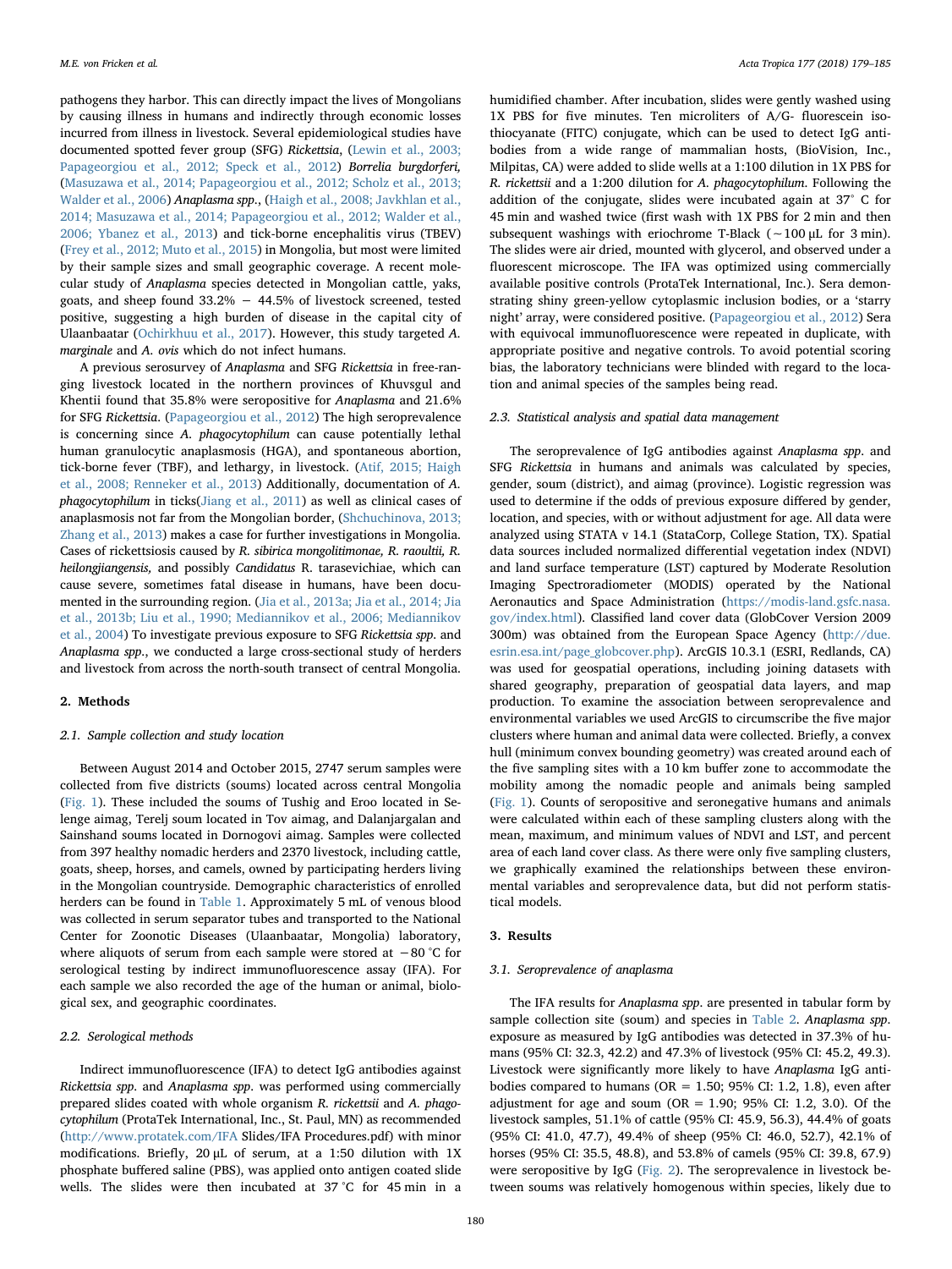pathogens they harbor. This can directly impact the lives of Mongolians by causing illness in humans and indirectly through economic losses incurred from illness in livestock. Several epidemiological studies have documented spotted fever group (SFG) *Rickettsia*, (Lewin et al., 2003; Papageorgiou et al., 2012; Speck et al., 2012) *Borrelia burgdorferi*, (Masuzawa et al., 2014; Papageorgiou et al., 2012; Scholz et al., 2013; Walder et al., 2006) *Anaplasma spp*., (Haigh et al., 2008; Javkhlan et al., 2014; Masuzawa et al., 2014; Papageorgiou et al., 2012; Walder et al., 2006; Ybanez et al., 2013) and tick-borne encephalitis virus (TBEV) (Frey et al., 2012; Muto et al., 2015) in Mongolia, but most were limited by their sample sizes and small geographic coverage. A recent molecular study of *Anaplasma* species detected in Mongolian cattle, yaks, goats, and sheep found 33.2% − 44.5% of livestock screened, tested positive, suggesting a high burden of disease in the capital city of Ulaanbaatar (Ochirkhuu et al., 2017). However, this study targeted *A. marginale* and *A. ovis* which do not infect humans.

A previous serosurvey of *Anaplasma* and SFG *Rickettsia* in free-ranging livestock located in the northern provinces of Khuvsgul and Khentii found that 35.8% were seropositive for *Anaplasma* and 21.6% for SFG *Rickettsia*. (Papageorgiou et al., 2012) The high seroprevalence is concerning since *A. phagocytophilum* can cause potentially lethal human granulocytic anaplasmosis (HGA), and spontaneous abortion, tick-borne fever (TBF), and lethargy, in livestock. (Atif, 2015; Haigh et al., 2008; Renneker et al., 2013) Additionally, documentation of *A. phagocytophilum* in ticks(Jiang et al., 2011) as well as clinical cases of anaplasmosis not far from the Mongolian border, (Shchuchinova, 2013; Zhang et al., 2013) makes a case for further investigations in Mongolia. Cases of rickettsiosis caused by *R. sibirica mongolitimonae, R. raoultii, R. heilongjiangensis,* and possibly *Candidatus* R. tarasevichiae, which can cause severe, sometimes fatal disease in humans, have been documented in the surrounding region. (Jia et al., 2013a; Jia et al., 2014; Jia et al., 2013b; Liu et al., 1990; Mediannikov et al., 2006; Mediannikov et al., 2004) To investigate previous exposure to SFG *Rickettsia spp*. and *Anaplasma spp*., we conducted a large cross-sectional study of herders and livestock from across the north-south transect of central Mongolia.

## 2. Methods

### 2.1. Sample collection and study location

Between August 2014 and October 2015, 2747 serum samples were collected from five districts (soums) located across central Mongolia (Fig. 1). These included the soums of Tushig and Eroo located in Selenge aimag, Terelj soum located in Tov aimag, and Dalanjargalan and Sainshand soums located in Dornogovi aimag. Samples were collected from 397 healthy nomadic herders and 2370 livestock, including cattle, goats, sheep, horses, and camels, owned by participating herders living in the Mongolian countryside. Demographic characteristics of enrolled herders can be found in Table 1. Approximately 5 mL of venous blood was collected in serum separator tubes and transported to the National Center for Zoonotic Diseases (Ulaanbaatar, Mongolia) laboratory, where aliquots of serum from each sample were stored at −80 °C for serological testing by indirect immunofluorescence assay (IFA). For each sample we also recorded the age of the human or animal, biological sex, and geographic coordinates.

### 2.2. Serological methods

Indirect immunofluorescence (IFA) to detect IgG antibodies against *Rickettsia spp*. and *Anaplasma spp*. was performed using commercially prepared slides coated with whole organism *R. rickettsii* and *A. phagocytophilum* (ProtaTek International, Inc., St. Paul, MN) as recommended (http://www.protatek.com/IFA Slides/IFA Procedures.pdf) with minor modifications. Briefly, 20 μL of serum, at a 1:50 dilution with 1X phosphate buffered saline (PBS), was applied onto antigen coated slide wells. The slides were then incubated at 37 °C for 45 min in a humidified chamber. After incubation, slides were gently washed using 1X PBS for five minutes. Ten microliters of A/G- fluorescein isothiocyanate (FITC) conjugate, which can be used to detect IgG antibodies from a wide range of mammalian hosts, (BioVision, Inc., Milpitas, CA) were added to slide wells at a 1:100 dilution in 1X PBS for *R. rickettsii* and a 1:200 dilution for *A. phagocytophilum*. Following the addition of the conjugate, slides were incubated again at 37° C for 45 min and washed twice (first wash with 1X PBS for 2 min and then subsequent washings with eriochrome T-Black (~100 μL for 3 min). The slides were air dried, mounted with glycerol, and observed under a fluorescent microscope. The IFA was optimized using commercially available positive controls (ProtaTek International, Inc.). Sera demonstrating shiny green-yellow cytoplasmic inclusion bodies, or a 'starry night' array, were considered positive. (Papageorgiou et al., 2012) Sera with equivocal immunofluorescence were repeated in duplicate, with appropriate positive and negative controls. To avoid potential scoring bias, the laboratory technicians were blinded with regard to the location and animal species of the samples being read.

### 2.3. Statistical analysis and spatial data management

The seroprevalence of IgG antibodies against *Anaplasma spp*. and SFG *Rickettsia* in humans and animals was calculated by species, gender, soum (district), and aimag (province). Logistic regression was used to determine if the odds of previous exposure differed by gender, location, and species, with or without adjustment for age. All data were analyzed using STATA v 14.1 (StataCorp, College Station, TX). Spatial data sources included normalized differential vegetation index (NDVI) and land surface temperature (LST) captured by Moderate Resolution Imaging Spectroradiometer (MODIS) operated by the National Aeronautics and Space Administration (https://modis-land.gsfc.nasa.gov/index.html). Classified land cover data (GlobCover Version 2009 300m) was obtained from the European Space Agency (http://due.esrin.esa.int/page_globcover.php). ArcGIS 10.3.1 (ESRI, Redlands, CA) was used for geospatial operations, including joining datasets with shared geography, preparation of geospatial data layers, and map production. To examine the association between seroprevalence and environmental variables we used ArcGIS to circumscribe the five major clusters where human and animal data were collected. Briefly, a convex hull (minimum convex bounding geometry) was created around each of the five sampling sites with a 10 km buffer zone to accommodate the mobility among the nomadic people and animals being sampled (Fig. 1). Counts of seropositive and seronegative humans and animals were calculated within each of these sampling clusters along with the mean, maximum, and minimum values of NDVI and LST, and percent area of each land cover class. As there were only five sampling clusters, we graphically examined the relationships between these environmental variables and seroprevalence data, but did not perform statistical models.

## 3. Results

### 3.1. Seroprevalence of anaplasma

The IFA results for *Anaplasma spp*. are presented in tabular form by sample collection site (soum) and species in Table 2. *Anaplasma spp*. exposure as measured by IgG antibodies was detected in 37.3% of humans (95% CI: 32.3, 42.2) and 47.3% of livestock (95% CI: 45.2, 49.3). Livestock were significantly more likely to have *Anaplasma* IgG antibodies compared to humans (OR = 1.50; 95% CI: 1.2, 1.8), even after adjustment for age and soum (OR = 1.90; 95% CI: 1.2, 3.0). Of the livestock samples, 51.1% of cattle (95% CI: 45.9, 56.3), 44.4% of goats (95% CI: 41.0, 47.7), 49.4% of sheep (95% CI: 46.0, 52.7), 42.1% of horses (95% CI: 35.5, 48.8), and 53.8% of camels (95% CI: 39.8, 67.9) were seropositive by IgG (Fig. 2). The seroprevalence in livestock between soums was relatively homogenous within species, likely due to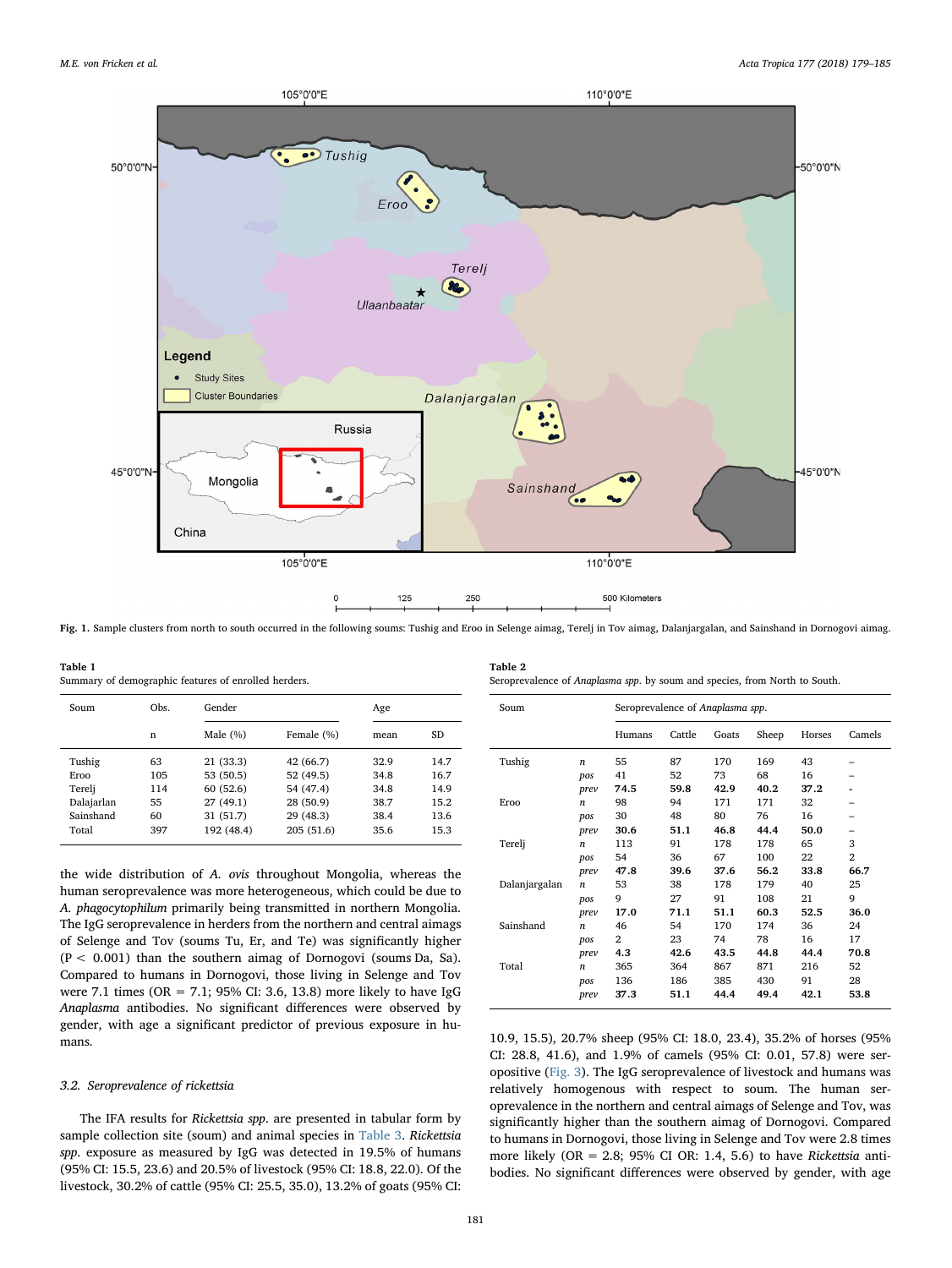Fig. 1. Sample clusters from north to south occurred in the following soums: Tushig and Eroo in Selenge aimag, Terelj in Tov aimag, Dalanjargalan, and Sainshand in Dornogovi aimag.

Table 1
Summary of demographic features of enrolled herders.

| Soum | Obs. | Gender | | Age | |
|---|---|---|---|---|---|
| | n | Male (%) | Female (%) | mean | SD |
| Tushig | 63 | 21 (33.3) | 42 (66.7) | 32.9 | 14.7 |
| Eroo | 105 | 53 (50.5) | 52 (49.5) | 34.8 | 16.7 |
| Terelj | 114 | 60 (52.6) | 54 (47.4) | 34.8 | 14.9 |
| Dalajarlan | 55 | 27 (49.1) | 28 (50.9) | 38.7 | 15.2 |
| Sainshand | 60 | 31 (51.7) | 29 (48.3) | 38.4 | 13.6 |
| Total | 397 | 192 (48.4) | 205 (51.6) | 35.6 | 15.3 |

the wide distribution of *A. ovis* throughout Mongolia, whereas the human seroprevalence was more heterogeneous, which could be due to *A. phagocytophilum* primarily being transmitted in northern Mongolia. The IgG seroprevalence in herders from the northern and central aimags of Selenge and Tov (soums Tu, Er, and Te) was significantly higher ($P < 0.001$) than the southern aimag of Dornogovi (soums Da, Sa). Compared to humans in Dornogovi, those living in Selenge and Tov were 7.1 times (OR = 7.1; 95% CI: 3.6, 13.8) more likely to have IgG *Anaplasma* antibodies. No significant differences were observed by gender, with age a significant predictor of previous exposure in humans.

### 3.2. Seroprevalence of rickettsia

The IFA results for *Rickettsia spp.* are presented in tabular form by sample collection site (soum) and animal species in Table 3. *Rickettsia spp.* exposure as measured by IgG was detected in 19.5% of humans (95% CI: 15.5, 23.6) and 20.5% of livestock (95% CI: 18.8, 22.0). Of the livestock, 30.2% of cattle (95% CI: 25.5, 35.0), 13.2% of goats (95% CI: 10.9, 15.5), 20.7% sheep (95% CI: 18.0, 23.4), 35.2% of horses (95% CI: 28.8, 41.6), and 1.9% of camels (95% CI: 0.01, 57.8) were seropositive (Fig. 3). The IgG seroprevalence of livestock and humans was relatively homogenous with respect to soum. The human seroprevalence in the northern and central aimags of Selenge and Tov, was significantly higher than the southern aimag of Dornogovi. Compared to humans in Dornogovi, those living in Selenge and Tov were 2.8 times more likely (OR = 2.8; 95% CI OR: 1.4, 5.6) to have *Rickettsia* antibodies. No significant differences were observed by gender, with age

Table 2
Seroprevalence of *Anaplasma spp.* by soum and species, from North to South.

| Soum | | Seroprevalence of *Anaplasma spp.* | | | | | |
|---|---|---|---|---|---|---|---|
| | | Humans | Cattle | Goats | Sheep | Horses | Camels |
| Tushig | *n* | 55 | 87 | 170 | 169 | 43 | – |
| | *pos* | 41 | 52 | 73 | 68 | 16 | – |
| | *prev* | **74.5** | **59.8** | **42.9** | **40.2** | **37.2** | **-** |
| Eroo | *n* | 98 | 94 | 171 | 171 | 32 | – |
| | *pos* | 30 | 48 | 80 | 76 | 16 | – |
| | *prev* | **30.6** | **51.1** | **46.8** | **44.4** | **50.0** | – |
| Terelj | *n* | 113 | 91 | 178 | 178 | 65 | 3 |
| | *pos* | 54 | 36 | 67 | 100 | 22 | 2 |
| | *prev* | **47.8** | **39.6** | **37.6** | **56.2** | **33.8** | **66.7** |
| Dalanjargalan | *n* | 53 | 38 | 178 | 179 | 40 | 25 |
| | *pos* | 9 | 27 | 91 | 108 | 21 | 9 |
| | *prev* | **17.0** | **71.1** | **51.1** | **60.3** | **52.5** | **36.0** |
| Sainshand | *n* | 46 | 54 | 170 | 174 | 36 | 24 |
| | *pos* | 2 | 23 | 74 | 78 | 16 | 17 |
| | *prev* | **4.3** | **42.6** | **43.5** | **44.8** | **44.4** | **70.8** |
| Total | *n* | 365 | 364 | 867 | 871 | 216 | 52 |
| | *pos* | 136 | 186 | 385 | 430 | 91 | 28 |
| | *prev* | **37.3** | **51.1** | **44.4** | **49.4** | **42.1** | **53.8** |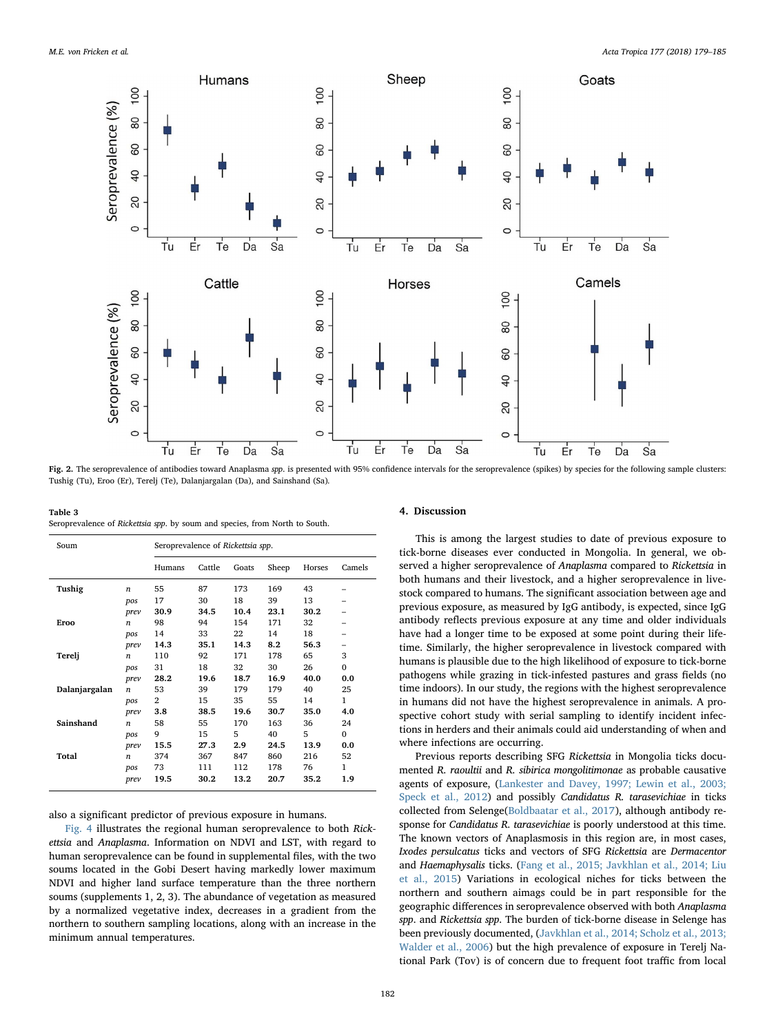Fig. 2. The seroprevalence of antibodies toward Anaplasma *spp*. is presented with 95% confidence intervals for the seroprevalence (spikes) by species for the following sample clusters: Tushig (Tu), Eroo (Er), Terelj (Te), Dalanjargalan (Da), and Sainshand (Sa).

**Table 3**
Seroprevalence of *Rickettsia spp.* by soum and species, from North to South.

| Soum | | Seroprevalence of *Rickettsia spp.* | | | | | |
|---|---|---|---|---|---|---|---|
| | | Humans | Cattle | Goats | Sheep | Horses | Camels |
| **Tushig** | *n* | 55 | 87 | 173 | 169 | 43 | – |
| | *pos* | 17 | 30 | 18 | 39 | 13 | – |
| | *prev* | **30.9** | **34.5** | **10.4** | **23.1** | **30.2** | – |
| **Eroo** | *n* | 98 | 94 | 154 | 171 | 32 | – |
| | *pos* | 14 | 33 | 22 | 14 | 18 | – |
| | *prev* | **14.3** | **35.1** | **14.3** | **8.2** | **56.3** | – |
| **Terelj** | *n* | 110 | 92 | 171 | 178 | 65 | 3 |
| | *pos* | 31 | 18 | 32 | 30 | 26 | 0 |
| | *prev* | **28.2** | **19.6** | **18.7** | **16.9** | **40.0** | **0.0** |
| **Dalanjargalan** | *n* | 53 | 39 | 179 | 179 | 40 | 25 |
| | *pos* | 2 | 15 | 35 | 55 | 14 | 1 |
| | *prev* | **3.8** | **38.5** | **19.6** | **30.7** | **35.0** | **4.0** |
| **Sainshand** | *n* | 58 | 55 | 170 | 163 | 36 | 24 |
| | *pos* | 9 | 15 | 5 | 40 | 5 | 0 |
| | *prev* | **15.5** | **27.3** | **2.9** | **24.5** | **13.9** | **0.0** |
| **Total** | *n* | 374 | 367 | 847 | 860 | 216 | 52 |
| | *pos* | 73 | 111 | 112 | 178 | 76 | 1 |
| | *prev* | **19.5** | **30.2** | **13.2** | **20.7** | **35.2** | **1.9** |

also a significant predictor of previous exposure in humans.

Fig. 4 illustrates the regional human seroprevalence to both *Rickettsia* and *Anaplasma*. Information on NDVI and LST, with regard to human seroprevalence can be found in supplemental files, with the two soums located in the Gobi Desert having markedly lower maximum NDVI and higher land surface temperature than the three northern soums (supplements 1, 2, 3). The abundance of vegetation as measured by a normalized vegetative index, decreases in a gradient from the northern to southern sampling locations, along with an increase in the minimum annual temperatures.

## 4. Discussion

This is among the largest studies to date of previous exposure to tick-borne diseases ever conducted in Mongolia. In general, we observed a higher seroprevalence of *Anaplasma* compared to *Rickettsia* in both humans and their livestock, and a higher seroprevalence in livestock compared to humans. The significant association between age and previous exposure, as measured by IgG antibody, is expected, since IgG antibody reflects previous exposure at any time and older individuals have had a longer time to be exposed at some point during their lifetime. Similarly, the higher seroprevalence in livestock compared with humans is plausible due to the high likelihood of exposure to tick-borne pathogens while grazing in tick-infested pastures and grass fields (no time indoors). In our study, the regions with the highest seroprevalence in humans did not have the highest seroprevalence in animals. A prospective cohort study with serial sampling to identify incident infections in herders and their animals could aid understanding of when and where infections are occurring.

Previous reports describing SFG *Rickettsia* in Mongolia ticks documented *R. raoultii* and *R. sibirica mongolitimonae* as probable causative agents of exposure, (Lankester and Davey, 1997; Lewin et al., 2003; Speck et al., 2012) and possibly *Candidatus R. tarasevichiae* in ticks collected from Selenge(Boldbaatar et al., 2017), although antibody response for *Candidatus R. tarasevichiae* is poorly understood at this time. The known vectors of Anaplasmosis in this region are, in most cases, *Ixodes persulcatus* ticks and vectors of SFG *Rickettsia* are *Dermacentor* and *Haemaphysalis* ticks. (Fang et al., 2015; Javkhlan et al., 2014; Liu et al., 2015) Variations in ecological niches for ticks between the northern and southern aimags could be in part responsible for the geographic differences in seroprevalence observed with both *Anaplasma spp*. and *Rickettsia spp*. The burden of tick-borne disease in Selenge has been previously documented, (Javkhlan et al., 2014; Scholz et al., 2013; Walder et al., 2006) but the high prevalence of exposure in Terelj National Park (Tov) is of concern due to frequent foot traffic from local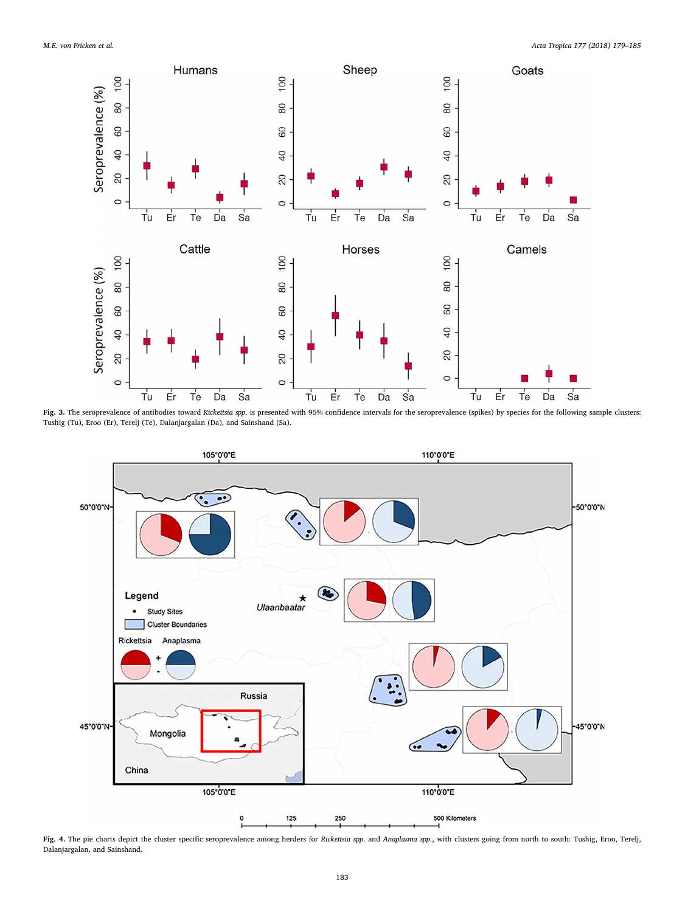**Fig. 3.** The seroprevalence of antibodies toward *Rickettsia spp.* is presented with 95% confidence intervals for the seroprevalence (spikes) by species for the following sample clusters: Tushig (Tu), Eroo (Er), Terelj (Te), Dalanjargalan (Da), and Sainshand (Sa).

**Fig. 4.** The pie charts depict the cluster specific seroprevalence among herders for *Rickettsia spp.* and *Anaplasma spp.*, with clusters going from north to south: Tushig, Eroo, Terelj, Dalanjargalan, and Sainshand.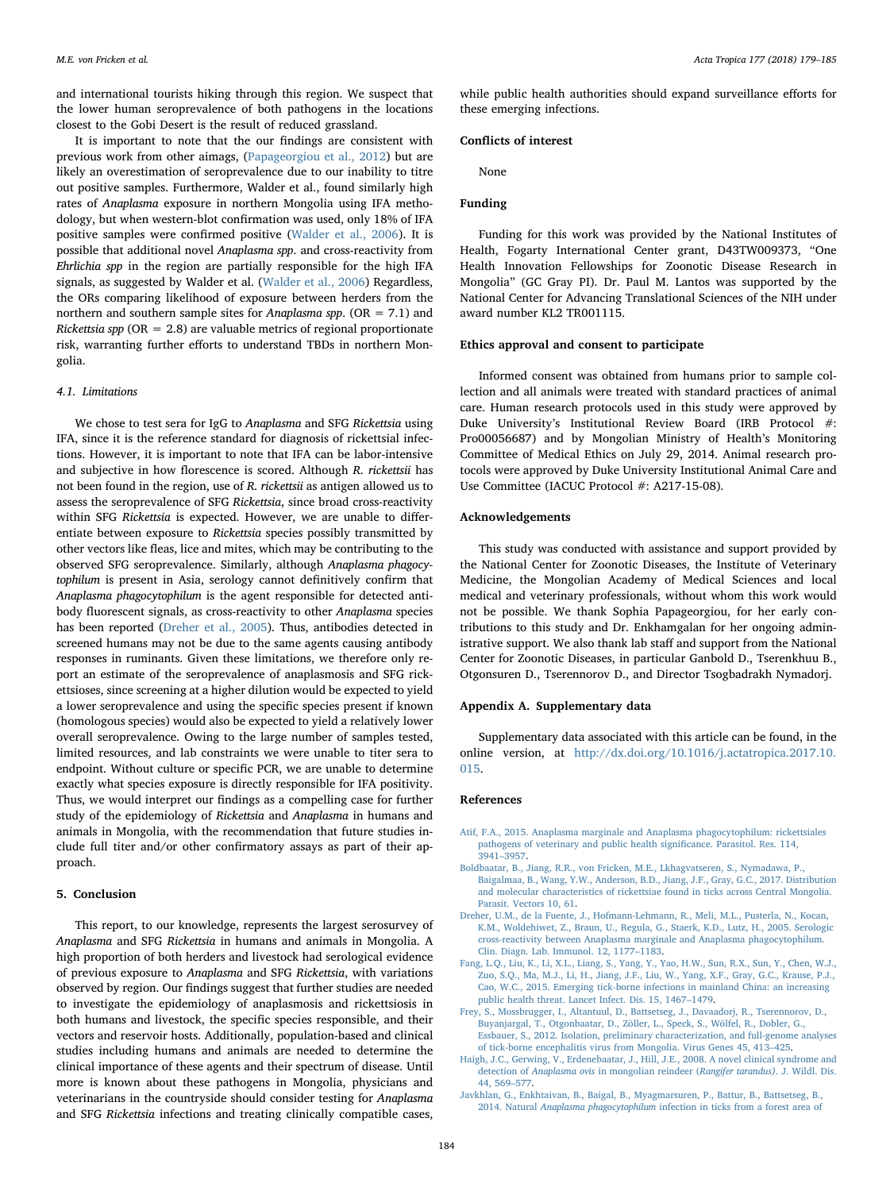and international tourists hiking through this region. We suspect that the lower human seroprevalence of both pathogens in the locations closest to the Gobi Desert is the result of reduced grassland.

It is important to note that our findings are consistent with previous work from other aimags, (Papageorgiou et al., 2012) but are likely an overestimation of seroprevalence due to our inability to titre out positive samples. Furthermore, Walder et al., found similarly high rates of *Anaplasma* exposure in northern Mongolia using IFA methodology, but when western-blot confirmation was used, only 18% of IFA positive samples were confirmed positive (Walder et al., 2006). It is possible that additional novel *Anaplasma spp*. and cross-reactivity from *Ehrlichia spp* in the region are partially responsible for the high IFA signals, as suggested by Walder et al. (Walder et al., 2006) Regardless, the ORs comparing likelihood of exposure between herders from the northern and southern sample sites for *Anaplasma spp*. (OR = 7.1) and *Rickettsia spp* (OR = 2.8) are valuable metrics of regional proportionate risk, warranting further efforts to understand TBDs in northern Mongolia.

### 4.1. Limitations

We chose to test sera for IgG to *Anaplasma* and SFG *Rickettsia* using IFA, since it is the reference standard for diagnosis of rickettsial infections. However, it is important to note that IFA can be labor-intensive and subjective in how florescence is scored. Although *R. rickettsii* has not been found in the region, use of *R. rickettsii* as antigen allowed us to assess the seroprevalence of SFG *Rickettsia*, since broad cross-reactivity within SFG *Rickettsia* is expected. However, we are unable to differentiate between exposure to *Rickettsia* species possibly transmitted by other vectors like fleas, lice and mites, which may be contributing to the observed SFG seroprevalence. Similarly, although *Anaplasma phagocytophilum* is present in Asia, serology cannot definitively confirm that *Anaplasma phagocytophilum* is the agent responsible for detected antibody fluorescent signals, as cross-reactivity to other *Anaplasma* species has been reported (Dreher et al., 2005). Thus, antibodies detected in screened humans may not be due to the same agents causing antibody responses in ruminants. Given these limitations, we therefore only report an estimate of the seroprevalence of anaplasmosis and SFG rickettsioses, since screening at a higher dilution would be expected to yield a lower seroprevalence and using the specific species present if known (homologous species) would also be expected to yield a relatively lower overall seroprevalence. Owing to the large number of samples tested, limited resources, and lab constraints we were unable to titer sera to endpoint. Without culture or specific PCR, we are unable to determine exactly what species exposure is directly responsible for IFA positivity. Thus, we would interpret our findings as a compelling case for further study of the epidemiology of *Rickettsia* and *Anaplasma* in humans and animals in Mongolia, with the recommendation that future studies include full titer and/or other confirmatory assays as part of their approach.

## 5. Conclusion

This report, to our knowledge, represents the largest serosurvey of *Anaplasma* and SFG *Rickettsia* in humans and animals in Mongolia. A high proportion of both herders and livestock had serological evidence of previous exposure to *Anaplasma* and SFG *Rickettsia*, with variations observed by region. Our findings suggest that further studies are needed to investigate the epidemiology of anaplasmosis and rickettsiosis in both humans and livestock, the specific species responsible, and their vectors and reservoir hosts. Additionally, population-based and clinical studies including humans and animals are needed to determine the clinical importance of these agents and their spectrum of disease. Until more is known about these pathogens in Mongolia, physicians and veterinarians in the countryside should consider testing for *Anaplasma* and SFG *Rickettsia* infections and treating clinically compatible cases, while public health authorities should expand surveillance efforts for these emerging infections.

## Conflicts of interest

None

## Funding

Funding for this work was provided by the National Institutes of Health, Fogarty International Center grant, D43TW009373, "One Health Innovation Fellowships for Zoonotic Disease Research in Mongolia" (GC Gray PI). Dr. Paul M. Lantos was supported by the National Center for Advancing Translational Sciences of the NIH under award number KL2 TR001115.

## Ethics approval and consent to participate

Informed consent was obtained from humans prior to sample collection and all animals were treated with standard practices of animal care. Human research protocols used in this study were approved by Duke University's Institutional Review Board (IRB Protocol #: Pro00056687) and by Mongolian Ministry of Health's Monitoring Committee of Medical Ethics on July 29, 2014. Animal research protocols were approved by Duke University Institutional Animal Care and Use Committee (IACUC Protocol #: A217-15-08).

## Acknowledgements

This study was conducted with assistance and support provided by the National Center for Zoonotic Diseases, the Institute of Veterinary Medicine, the Mongolian Academy of Medical Sciences and local medical and veterinary professionals, without whom this work would not be possible. We thank Sophia Papageorgiou, for her early contributions to this study and Dr. Enkhamgalan for her ongoing administrative support. We also thank lab staff and support from the National Center for Zoonotic Diseases, in particular Ganbold D., Tserenkhuu B., Otgonsuren D., Tserennorov D., and Director Tsogbadrakh Nymadorj.

## Appendix A. Supplementary data

Supplementary data associated with this article can be found, in the online version, at http://dx.doi.org/10.1016/j.actatropica.2017.10.015.

## References

Atif, F.A., 2015. Anaplasma marginale and Anaplasma phagocytophilum: rickettsiales pathogens of veterinary and public health significance. Parasitol. Res. 114, 3941–3957.

Boldbaatar, B., Jiang, R.R., von Fricken, M.E., Lkhagvatseren, S., Nymadawa, P., Baigalmaa, B., Wang, Y.W., Anderson, B.D., Jiang, J.F., Gray, G.C., 2017. Distribution and molecular characteristics of rickettsiae found in ticks across Central Mongolia. Parasit. Vectors 10, 61.

Dreher, U.M., de la Fuente, J., Hofmann-Lehmann, R., Meli, M.L., Pusterla, N., Kocan, K.M., Woldehiwet, Z., Braun, U., Regula, G., Staerk, K.D., Lutz, H., 2005. Serologic cross-reactivity between Anaplasma marginale and Anaplasma phagocytophilum. Clin. Diagn. Lab. Immunol. 12, 1177–1183.

Fang, L.Q., Liu, K., Li, X.L., Liang, S., Yang, Y., Yao, H.W., Sun, R.X., Sun, Y., Chen, W.J., Zuo, S.Q., Ma, M.J., Li, H., Jiang, J.F., Liu, W., Yang, X.F., Gray, G.C., Krause, P.J., Cao, W.C., 2015. Emerging tick-borne infections in mainland China: an increasing public health threat. Lancet Infect. Dis. 15, 1467–1479.

Frey, S., Mossbrugger, I., Altantuul, D., Battsetseg, J., Davaadorj, R., Tserennorov, D., Buyanjargal, T., Otgonbaatar, D., Zöller, L., Speck, S., Wölfel, R., Dobler, G., Essbauer, S., 2012. Isolation, preliminary characterization, and full-genome analyses of tick-borne encephalitis virus from Mongolia. Virus Genes 45, 413–425.

Haigh, J.C., Gerwing, V., Erdenebaatar, J., Hill, J.E., 2008. A novel clinical syndrome and detection of *Anaplasma ovis* in mongolian reindeer (*Rangifer tarandus*). J. Wildl. Dis. 44, 569–577.

Javkhlan, G., Enkhtaivan, B., Baigal, B., Myagmarsuren, P., Battur, B., Battsetseg, B., 2014. Natural *Anaplasma phagocytophilum* infection in ticks from a forest area of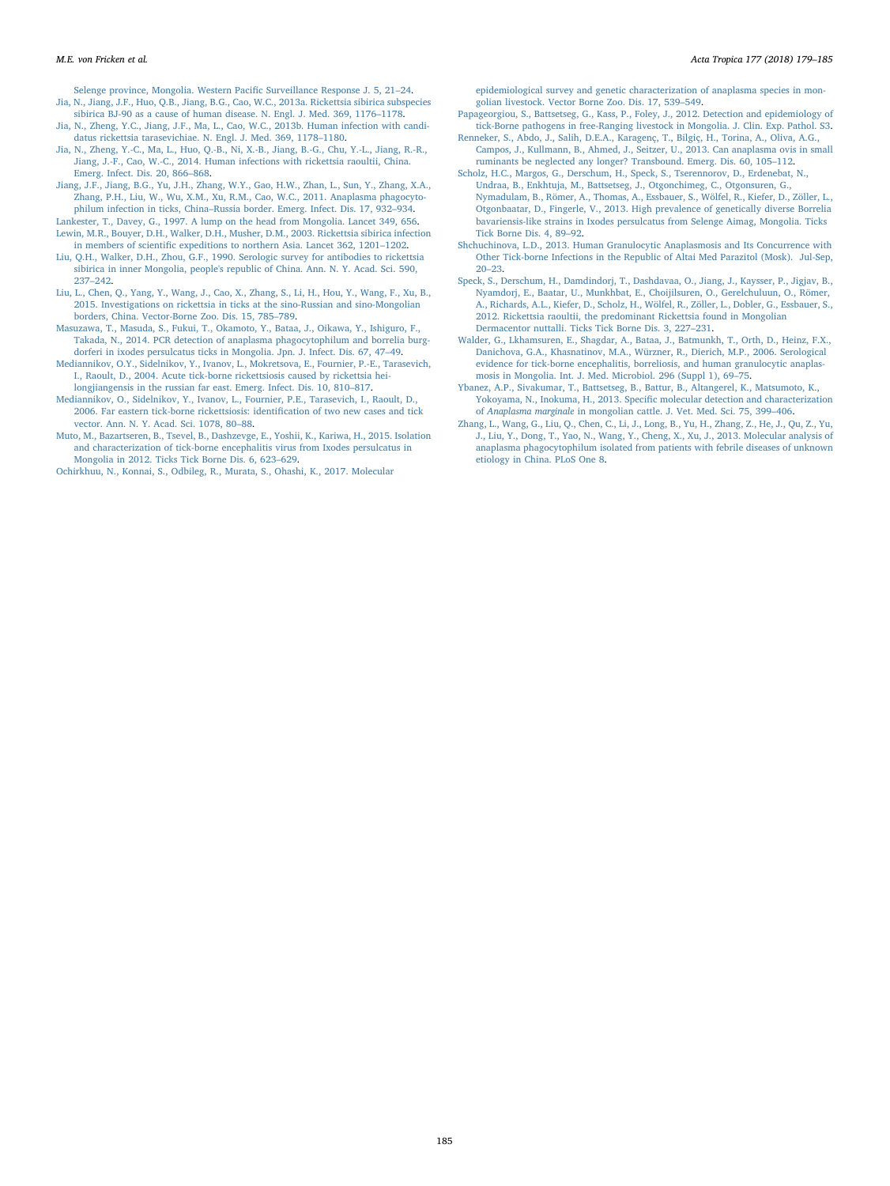Selenge province, Mongolia. Western Pacific Surveillance Response J. 5, 21–24.

Jia, N., Jiang, J.F., Huo, Q.B., Jiang, B.G., Cao, W.C., 2013a. Rickettsia sibirica subspecies sibirica BJ-90 as a cause of human disease. N. Engl. J. Med. 369, 1176–1178.

Jia, N., Zheng, Y.C., Jiang, J.F., Ma, L., Cao, W.C., 2013b. Human infection with candidatus rickettsia tarasevichiae. N. Engl. J. Med. 369, 1178–1180.

Jia, N., Zheng, Y.-C., Ma, L., Huo, Q.-B., Ni, X.-B., Jiang, B.-G., Chu, Y.-L., Jiang, R.-R., Jiang, J.-F., Cao, W.-C., 2014. Human infections with rickettsia raoultii, China. Emerg. Infect. Dis. 20, 866–868.

Jiang, J.F., Jiang, B.G., Yu, J.H., Zhang, W.Y., Gao, H.W., Zhan, L., Sun, Y., Zhang, X.A., Zhang, P.H., Liu, W., Wu, X.M., Xu, R.M., Cao, W.C., 2011. Anaplasma phagocytophilum infection in ticks, China–Russia border. Emerg. Infect. Dis. 17, 932–934.

Lankester, T., Davey, G., 1997. A lump on the head from Mongolia. Lancet 349, 656.

Lewin, M.R., Bouyer, D.H., Walker, D.H., Musher, D.M., 2003. Rickettsia sibirica infection in members of scientific expeditions to northern Asia. Lancet 362, 1201–1202.

Liu, Q.H., Walker, D.H., Zhou, G.F., 1990. Serologic survey for antibodies to rickettsia sibirica in inner Mongolia, people's republic of China. Ann. N. Y. Acad. Sci. 590, 237–242.

Liu, L., Chen, Q., Yang, Y., Wang, J., Cao, X., Zhang, S., Li, H., Hou, Y., Wang, F., Xu, B., 2015. Investigations on rickettsia in ticks at the sino-Russian and sino-Mongolian borders, China. Vector-Borne Zoo. Dis. 15, 785–789.

Masuzawa, T., Masuda, S., Fukui, T., Okamoto, Y., Bataa, J., Oikawa, Y., Ishiguro, F., Takada, N., 2014. PCR detection of anaplasma phagocytophilum and borrelia burgdorferi in ixodes persulcatus ticks in Mongolia. Jpn. J. Infect. Dis. 67, 47–49.

Mediannikov, O.Y., Sidelnikov, Y., Ivanov, L., Mokretsova, E., Fournier, P.-E., Tarasevich, I., Raoult, D., 2004. Acute tick-borne rickettsiosis caused by rickettsia heilongjiangensis in the russian far east. Emerg. Infect. Dis. 10, 810–817.

Mediannikov, O., Sidelnikov, Y., Ivanov, L., Fournier, P.E., Tarasevich, I., Raoult, D., 2006. Far eastern tick-borne rickettsiosis: identification of two new cases and tick vector. Ann. N. Y. Acad. Sci. 1078, 80–88.

Muto, M., Bazartseren, B., Tsevel, B., Dashzevge, E., Yoshii, K., Kariwa, H., 2015. Isolation and characterization of tick-borne encephalitis virus from Ixodes persulcatus in Mongolia in 2012. Ticks Tick Borne Dis. 6, 623–629.

Ochirkhuu, N., Konnai, S., Odbileg, R., Murata, S., Ohashi, K., 2017. Molecular epidemiological survey and genetic characterization of anaplasma species in mongolian livestock. Vector Borne Zoo. Dis. 17, 539–549.

Papageorgiou, S., Battsetseg, G., Kass, P., Foley, J., 2012. Detection and epidemiology of tick-Borne pathogens in free-Ranging livestock in Mongolia. J. Clin. Exp. Pathol. S3.

Renneker, S., Abdo, J., Salih, D.E.A., Karagenç, T., Bilgiç, H., Torina, A., Oliva, A.G., Campos, J., Kullmann, B., Ahmed, J., Seitzer, U., 2013. Can anaplasma ovis in small ruminants be neglected any longer? Transbound. Emerg. Dis. 60, 105–112.

Scholz, H.C., Margos, G., Derschum, H., Speck, S., Tserennorov, D., Erdenebat, N., Undraa, B., Enkhtuja, M., Battsetseg, J., Otgonchimeg, C., Otgonsuren, G., Nymadulam, B., Römer, A., Thomas, A., Essbauer, S., Wölfel, R., Kiefer, D., Zöller, L., Otgonbaatar, D., Fingerle, V., 2013. High prevalence of genetically diverse Borrelia bavariensis-like strains in Ixodes persulcatus from Selenge Aimag, Mongolia. Ticks Tick Borne Dis. 4, 89–92.

Shchuchinova, L.D., 2013. Human Granulocytic Anaplasmosis and Its Concurrence with Other Tick-borne Infections in the Republic of Altai Med Parazitol (Mosk). Jul-Sep, 20–23.

Speck, S., Derschum, H., Damdindorj, T., Dashdavaa, O., Jiang, J., Kaysser, P., Jigjav, B., Nyamdorj, E., Baatar, U., Munkhbat, E., Choijilsuren, O., Gerelchuluun, O., Römer, A., Richards, A.L., Kiefer, D., Scholz, H., Wölfel, R., Zöller, L., Dobler, G., Essbauer, S., 2012. Rickettsia raoultii, the predominant Rickettsia found in Mongolian Dermacentor nuttalli. Ticks Tick Borne Dis. 3, 227–231.

Walder, G., Lkhamsuren, E., Shagdar, A., Bataa, J., Batmunkh, T., Orth, D., Heinz, F.X., Danichova, G.A., Khasnatinov, M.A., Würzner, R., Dierich, M.P., 2006. Serological evidence for tick-borne encephalitis, borreliosis, and human granulocytic anaplasmosis in Mongolia. Int. J. Med. Microbiol. 296 (Suppl 1), 69–75.

Ybanez, A.P., Sivakumar, T., Battsetseg, B., Battur, B., Altangerel, K., Matsumoto, K., Yokoyama, N., Inokuma, H., 2013. Specific molecular detection and characterization of *Anaplasma marginale* in mongolian cattle. J. Vet. Med. Sci. 75, 399–406.

Zhang, L., Wang, G., Liu, Q., Chen, C., Li, J., Long, B., Yu, H., Zhang, Z., He, J., Qu, Z., Yu, J., Liu, Y., Dong, T., Yao, N., Wang, Y., Cheng, X., Xu, J., 2013. Molecular analysis of anaplasma phagocytophilum isolated from patients with febrile diseases of unknown etiology in China. PLoS One 8.